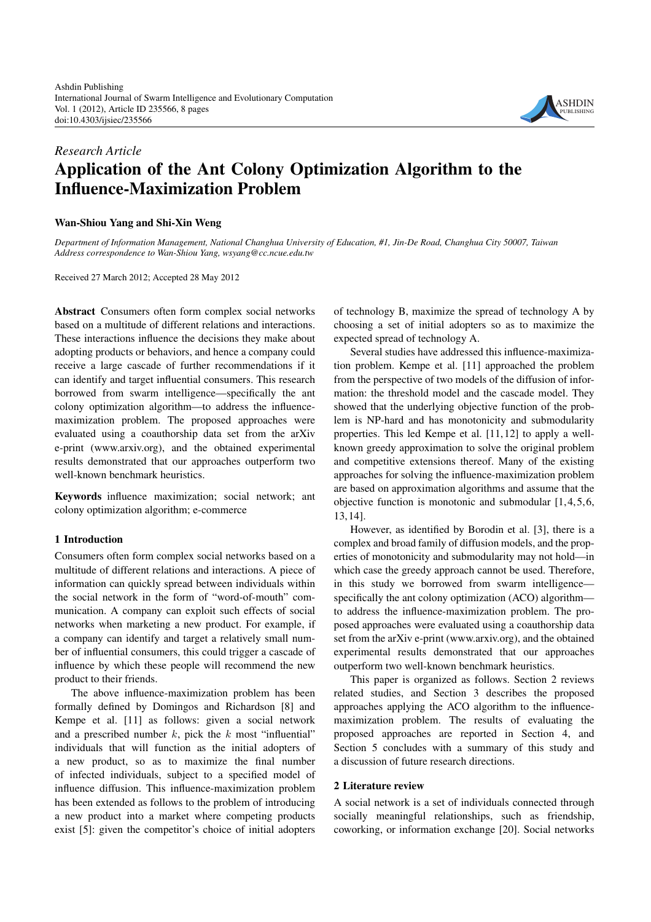*Research Article*

# Application of the Ant Colony Optimization Algorithm to the Influence-Maximization Problem

**Wan-Shiou Yang and Shi-Xin Weng**

*Department of Information Management, National Changhua University of Education, #1, Jin-De Road, Changhua City 50007, Taiwan*
*Address correspondence to Wan-Shiou Yang, wsyang@cc.ncue.edu.tw*

Received 27 March 2012; Accepted 28 May 2012

**Abstract** Consumers often form complex social networks based on a multitude of different relations and interactions. These interactions influence the decisions they make about adopting products or behaviors, and hence a company could receive a large cascade of further recommendations if it can identify and target influential consumers. This research borrowed from swarm intelligence—specifically the ant colony optimization algorithm—to address the influence-maximization problem. The proposed approaches were evaluated using a coauthorship data set from the arXiv e-print (www.arxiv.org), and the obtained experimental results demonstrated that our approaches outperform two well-known benchmark heuristics.

**Keywords** influence maximization; social network; ant colony optimization algorithm; e-commerce

## 1 Introduction

Consumers often form complex social networks based on a multitude of different relations and interactions. A piece of information can quickly spread between individuals within the social network in the form of "word-of-mouth" communication. A company can exploit such effects of social networks when marketing a new product. For example, if a company can identify and target a relatively small number of influential consumers, this could trigger a cascade of influence by which these people will recommend the new product to their friends.

The above influence-maximization problem has been formally defined by Domingos and Richardson [8] and Kempe et al. [11] as follows: given a social network and a prescribed number $k$, pick the $k$ most "influential" individuals that will function as the initial adopters of a new product, so as to maximize the final number of infected individuals, subject to a specified model of influence diffusion. This influence-maximization problem has been extended as follows to the problem of introducing a new product into a market where competing products exist [5]: given the competitor's choice of initial adopters of technology B, maximize the spread of technology A by choosing a set of initial adopters so as to maximize the expected spread of technology A.

Several studies have addressed this influence-maximization problem. Kempe et al. [11] approached the problem from the perspective of two models of the diffusion of information: the threshold model and the cascade model. They showed that the underlying objective function of the problem is NP-hard and has monotonicity and submodularity properties. This led Kempe et al. [11,12] to apply a well-known greedy approximation to solve the original problem and competitive extensions thereof. Many of the existing approaches for solving the influence-maximization problem are based on approximation algorithms and assume that the objective function is monotonic and submodular [1,4,5,6,13,14].

However, as identified by Borodin et al. [3], there is a complex and broad family of diffusion models, and the properties of monotonicity and submodularity may not hold—in which case the greedy approach cannot be used. Therefore, in this study we borrowed from swarm intelligence—specifically the ant colony optimization (ACO) algorithm—to address the influence-maximization problem. The proposed approaches were evaluated using a coauthorship data set from the arXiv e-print (www.arxiv.org), and the obtained experimental results demonstrated that our approaches outperform two well-known benchmark heuristics.

This paper is organized as follows. Section 2 reviews related studies, and Section 3 describes the proposed approaches applying the ACO algorithm to the influence-maximization problem. The results of evaluating the proposed approaches are reported in Section 4, and Section 5 concludes with a summary of this study and a discussion of future research directions.

## 2 Literature review

A social network is a set of individuals connected through socially meaningful relationships, such as friendship, coworking, or information exchange [20]. Social networks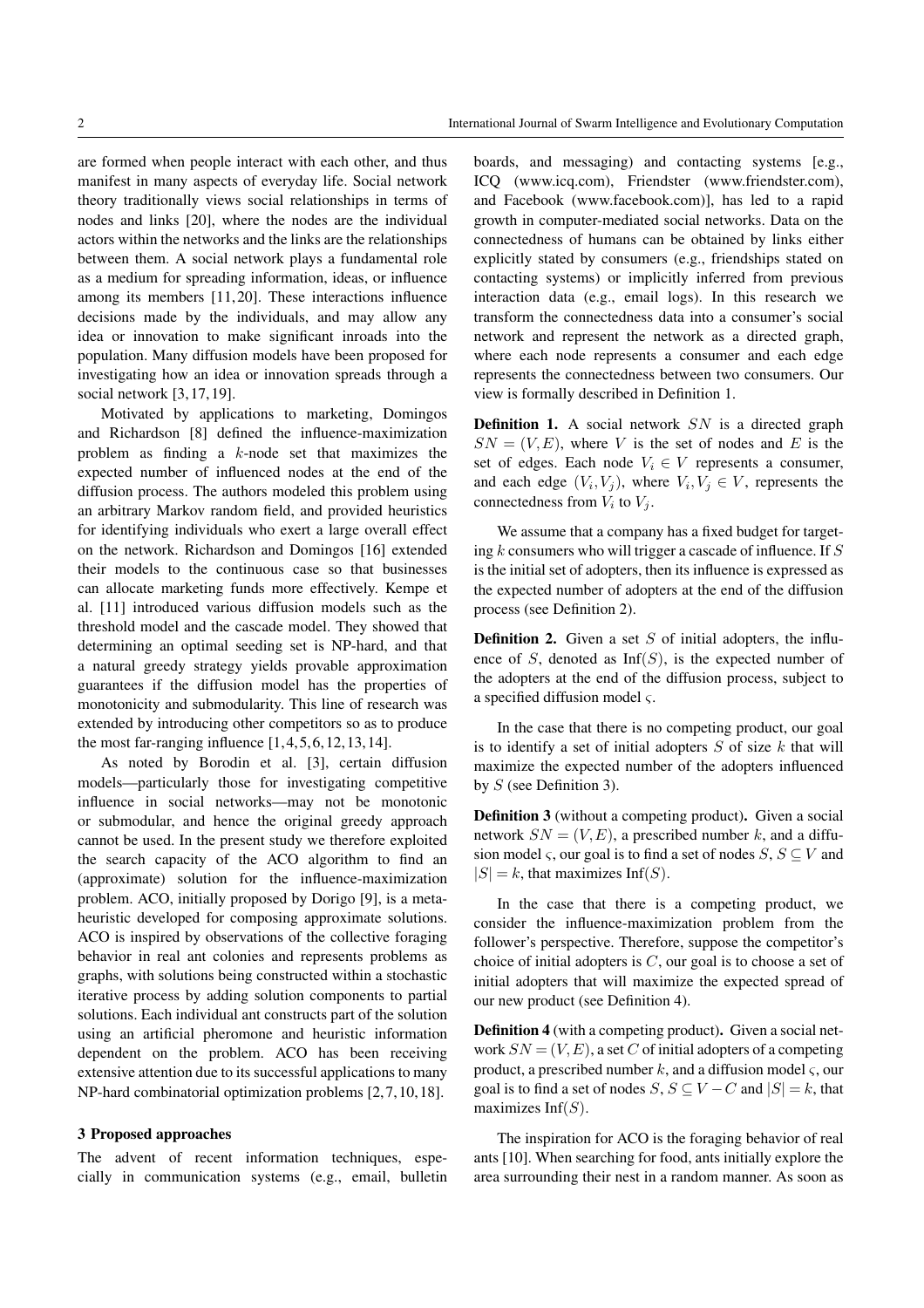are formed when people interact with each other, and thus manifest in many aspects of everyday life. Social network theory traditionally views social relationships in terms of nodes and links [11,20], where the nodes are the individual actors within the networks and the links are the relationships between them. A social network plays a fundamental role as a medium for spreading information, ideas, or influence among its members [11,20]. These interactions influence decisions made by the individuals, and may allow any idea or innovation to make significant inroads into the population. Many diffusion models have been proposed for investigating how an idea or innovation spreads through a social network [3,17,19].

Motivated by applications to marketing, Domingos and Richardson [8] defined the influence-maximization problem as finding a $k$-node set that maximizes the expected number of influenced nodes at the end of the diffusion process. The authors modeled this problem using an arbitrary Markov random field, and provided heuristics for identifying individuals who exert a large overall effect on the network. Richardson and Domingos [16] extended their models to the continuous case so that businesses can allocate marketing funds more effectively. Kempe et al. [11] introduced various diffusion models such as the threshold model and the cascade model. They showed that determining an optimal seeding set is NP-hard, and that a natural greedy strategy yields provable approximation guarantees if the diffusion model has the properties of monotonicity and submodularity. This line of research was extended by introducing other competitors so as to produce the most far-ranging influence [1,4,5,6,12,13,14].

As noted by Borodin et al. [3], certain diffusion models—particularly those for investigating competitive influence in social networks—may not be monotonic or submodular, and hence the original greedy approach cannot be used. In the present study we therefore exploited the search capacity of the ACO algorithm to find an (approximate) solution for the influence-maximization problem. ACO, initially proposed by Dorigo [9], is a meta-heuristic developed for composing approximate solutions. ACO is inspired by observations of the collective foraging behavior in real ant colonies and represents problems as graphs, with solutions being constructed within a stochastic iterative process by adding solution components to partial solutions. Each individual ant constructs part of the solution using an artificial pheromone and heuristic information dependent on the problem. ACO has been receiving extensive attention due to its successful applications to many NP-hard combinatorial optimization problems [2,7,10,18].

## 3 Proposed approaches

The advent of recent information techniques, especially in communication systems (e.g., email, bulletin boards, and messaging) and contacting systems [e.g., ICQ (www.icq.com), Friendster (www.friendster.com), and Facebook (www.facebook.com)], has led to a rapid growth in computer-mediated social networks. Data on the connectedness of humans can be obtained by links either explicitly stated by consumers (e.g., friendships stated on contacting systems) or implicitly inferred from previous interaction data (e.g., email logs). In this research we transform the connectedness data into a consumer's social network and represent the network as a directed graph, where each node represents a consumer and each edge represents the connectedness between two consumers. Our view is formally described in Definition 1.

**Definition 1.** A social network $SN$ is a directed graph $SN = (V, E)$, where $V$ is the set of nodes and $E$ is the set of edges. Each node $V_i \in V$ represents a consumer, and each edge $(V_i, V_j)$, where $V_i, V_j \in V$, represents the connectedness from $V_i$ to $V_j$.

We assume that a company has a fixed budget for targeting $k$ consumers who will trigger a cascade of influence. If $S$ is the initial set of adopters, then its influence is expressed as the expected number of adopters at the end of the diffusion process (see Definition 2).

**Definition 2.** Given a set $S$ of initial adopters, the influence of $S$, denoted as $\text{Inf}(S)$, is the expected number of the adopters at the end of the diffusion process, subject to a specified diffusion model $\varsigma$.

In the case that there is no competing product, our goal is to identify a set of initial adopters $S$ of size $k$ that will maximize the expected number of the adopters influenced by $S$ (see Definition 3).

**Definition 3** (without a competing product)**.** Given a social network $SN = (V, E)$, a prescribed number $k$, and a diffusion model $\varsigma$, our goal is to find a set of nodes $S$, $S \subseteq V$ and $|S| = k$, that maximizes $\text{Inf}(S)$.

In the case that there is a competing product, we consider the influence-maximization problem from the follower's perspective. Therefore, suppose the competitor's choice of initial adopters is $C$, our goal is to choose a set of initial adopters that will maximize the expected spread of our new product (see Definition 4).

**Definition 4** (with a competing product)**.** Given a social network $SN = (V, E)$, a set $C$ of initial adopters of a competing product, a prescribed number $k$, and a diffusion model $\varsigma$, our goal is to find a set of nodes $S$, $S \subseteq V - C$ and $|S| = k$, that maximizes $\text{Inf}(S)$.

The inspiration for ACO is the foraging behavior of real ants [10]. When searching for food, ants initially explore the area surrounding their nest in a random manner. As soon as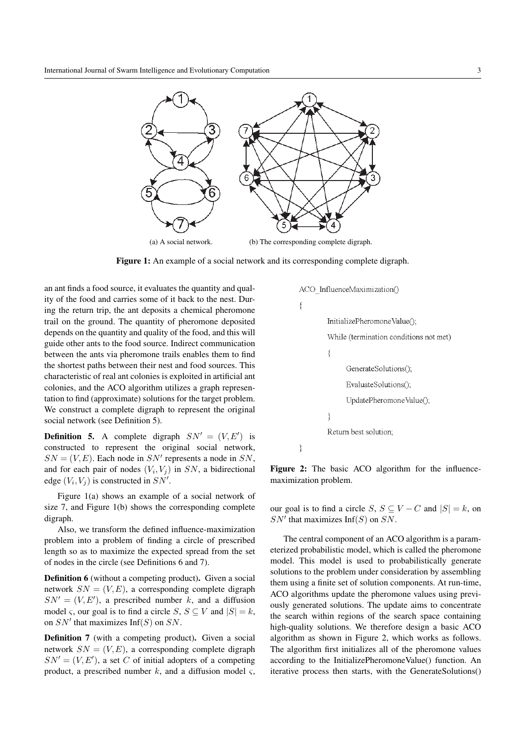(a) A social network. (b) The corresponding complete digraph.

**Figure 1:** An example of a social network and its corresponding complete digraph.

an ant finds a food source, it evaluates the quantity and quality of the food and carries some of it back to the nest. During the return trip, the ant deposits a chemical pheromone trail on the ground. The quantity of pheromone deposited depends on the quantity and quality of the food, and this will guide other ants to the food source. Indirect communication between the ants via pheromone trails enables them to find the shortest paths between their nest and food sources. This characteristic of real ant colonies is exploited in artificial ant colonies, and the ACO algorithm utilizes a graph representation to find (approximate) solutions for the target problem. We construct a complete digraph to represent the original social network (see Definition 5).

**Definition 5.** A complete digraph $SN' = (V, E')$ is constructed to represent the original social network, $SN = (V, E)$. Each node in $SN'$ represents a node in $SN$, and for each pair of nodes $(V_i, V_j)$ in $SN$, a bidirectional edge $(V_i, V_j)$ is constructed in $SN'$.

Figure 1(a) shows an example of a social network of size 7, and Figure 1(b) shows the corresponding complete digraph.

Also, we transform the defined influence-maximization problem into a problem of finding a circle of prescribed length so as to maximize the expected spread from the set of nodes in the circle (see Definitions 6 and 7).

**Definition 6** (without a competing product)**.** Given a social network $SN = (V, E)$, a corresponding complete digraph $SN' = (V, E')$, a prescribed number $k$, and a diffusion model $\varsigma$, our goal is to find a circle $S$, $S \subseteq V$ and $|S| = k$, on $SN'$ that maximizes $\text{Inf}(S)$ on $SN$.

**Definition 7** (with a competing product)**.** Given a social network $SN = (V, E)$, a corresponding complete digraph $SN' = (V, E')$, a set $C$ of initial adopters of a competing product, a prescribed number $k$, and a diffusion model $\varsigma$, our goal is to find a circle $S$, $S \subseteq V - C$ and $|S| = k$, on $SN'$ that maximizes $\text{Inf}(S)$ on $SN$.

```
ACO_InfluenceMaximization()
{
    InitializePheromoneValue();
    While (termination conditions not met)
    {
        GenerateSolutions();
        EvaluateSolutions();
        UpdatePheromoneValue();
    }
    Return best solution;
}
```

**Figure 2:** The basic ACO algorithm for the influence-maximization problem.

The central component of an ACO algorithm is a parameterized probabilistic model, which is called the pheromone model. This model is used to probabilistically generate solutions to the problem under consideration by assembling them using a finite set of solution components. At run-time, ACO algorithms update the pheromone values using previously generated solutions. The update aims to concentrate the search within regions of the search space containing high-quality solutions. We therefore design a basic ACO algorithm as shown in Figure 2, which works as follows. The algorithm first initializes all of the pheromone values according to the InitializePheromoneValue() function. An iterative process then starts, with the GenerateSolutions()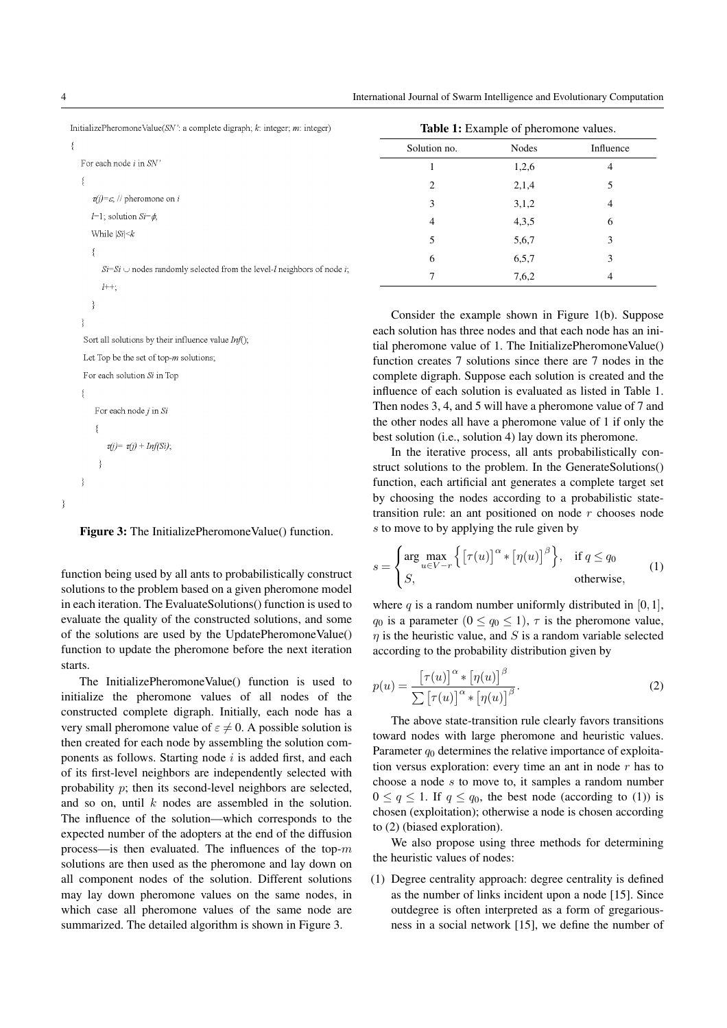```
InitializePheromoneValue(SN': a complete digraph; k: integer; m: integer)
{
    For each node i in SN'
    {
        τ(j)=ε; // pheromone on i
        l=1; solution Si=φ;
        While |Si|<k
        {
            Si=Si ∪ nodes randomly selected from the level-l neighbors of node i;
            l++;
        }
    }
    Sort all solutions by their influence value Inf();
    Let Top be the set of top-m solutions;
    For each solution Si in Top
    {
        For each node j in Si
        {
            τ(j)= τ(j) + Inf(Si);
        }
    }
}
```

**Figure 3:** The InitializePheromoneValue() function.

function being used by all ants to probabilistically construct solutions to the problem based on a given pheromone model in each iteration. The EvaluateSolutions() function is used to evaluate the quality of the constructed solutions, and some of the solutions are used by the UpdatePheromoneValue() function to update the pheromone before the next iteration starts.

The InitializePheromoneValue() function is used to initialize the pheromone values of all nodes of the constructed complete digraph. Initially, each node has a very small pheromone value of $\varepsilon \neq 0$. A possible solution is then created for each node by assembling the solution components as follows. Starting node $i$ is added first, and each of its first-level neighbors are independently selected with probability $p$; then its second-level neighbors are selected, and so on, until $k$ nodes are assembled in the solution. The influence of the solution—which corresponds to the expected number of the adopters at the end of the diffusion process—is then evaluated. The influences of the top-$m$ solutions are then used as the pheromone and lay down on all component nodes of the solution. Different solutions may lay down pheromone values on the same nodes, in which case all pheromone values of the same node are summarized. The detailed algorithm is shown in Figure 3.

**Table 1:** Example of pheromone values.

| Solution no. | Nodes | Influence |
|---|---|---|
| 1 | 1,2,6 | 4 |
| 2 | 2,1,4 | 5 |
| 3 | 3,1,2 | 4 |
| 4 | 4,3,5 | 6 |
| 5 | 5,6,7 | 3 |
| 6 | 6,5,7 | 3 |
| 7 | 7,6,2 | 4 |

Consider the example shown in Figure 1(b). Suppose each solution has three nodes and that each node has an initial pheromone value of 1. The InitializePheromoneValue() function creates 7 solutions since there are 7 nodes in the complete digraph. Suppose each solution is created and the influence of each solution is evaluated as listed in Table 1. Then nodes 3, 4, and 5 will have a pheromone value of 7 and the other nodes all have a pheromone value of 1 if only the best solution (i.e., solution 4) lay down its pheromone.

In the iterative process, all ants probabilistically construct solutions to the problem. In the GenerateSolutions() function, each artificial ant generates a complete target set by choosing the nodes according to a probabilistic state-transition rule: an ant positioned on node $r$ chooses node $s$ to move to by applying the rule given by

$$s = \begin{cases} \arg\max_{u \in V-r} \left\{ \left[\tau(u)\right]^{\alpha} * \left[\eta(u)\right]^{\beta} \right\}, & \text{if } q \leq q_0 \\ S, & \text{otherwise,} \end{cases} \quad (1)$$

where $q$ is a random number uniformly distributed in $[0, 1]$, $q_0$ is a parameter ($0 \leq q_0 \leq 1$), $\tau$ is the pheromone value, $\eta$ is the heuristic value, and $S$ is a random variable selected according to the probability distribution given by

$$p(u) = \frac{\left[\tau(u)\right]^{\alpha} * \left[\eta(u)\right]^{\beta}}{\sum \left[\tau(u)\right]^{\alpha} * \left[\eta(u)\right]^{\beta}}. \quad (2)$$

The above state-transition rule clearly favors transitions toward nodes with large pheromone and heuristic values. Parameter $q_0$ determines the relative importance of exploitation versus exploration: every time an ant in node $r$ has to choose a node $s$ to move to, it samples a random number $0 \leq q \leq 1$. If $q \leq q_0$, the best node (according to (1)) is chosen (exploitation); otherwise a node is chosen according to (2) (biased exploration).

We also propose using three methods for determining the heuristic values of nodes:

(1) Degree centrality approach: degree centrality is defined as the number of links incident upon a node [15]. Since outdegree is often interpreted as a form of gregariousness in a social network [15], we define the number of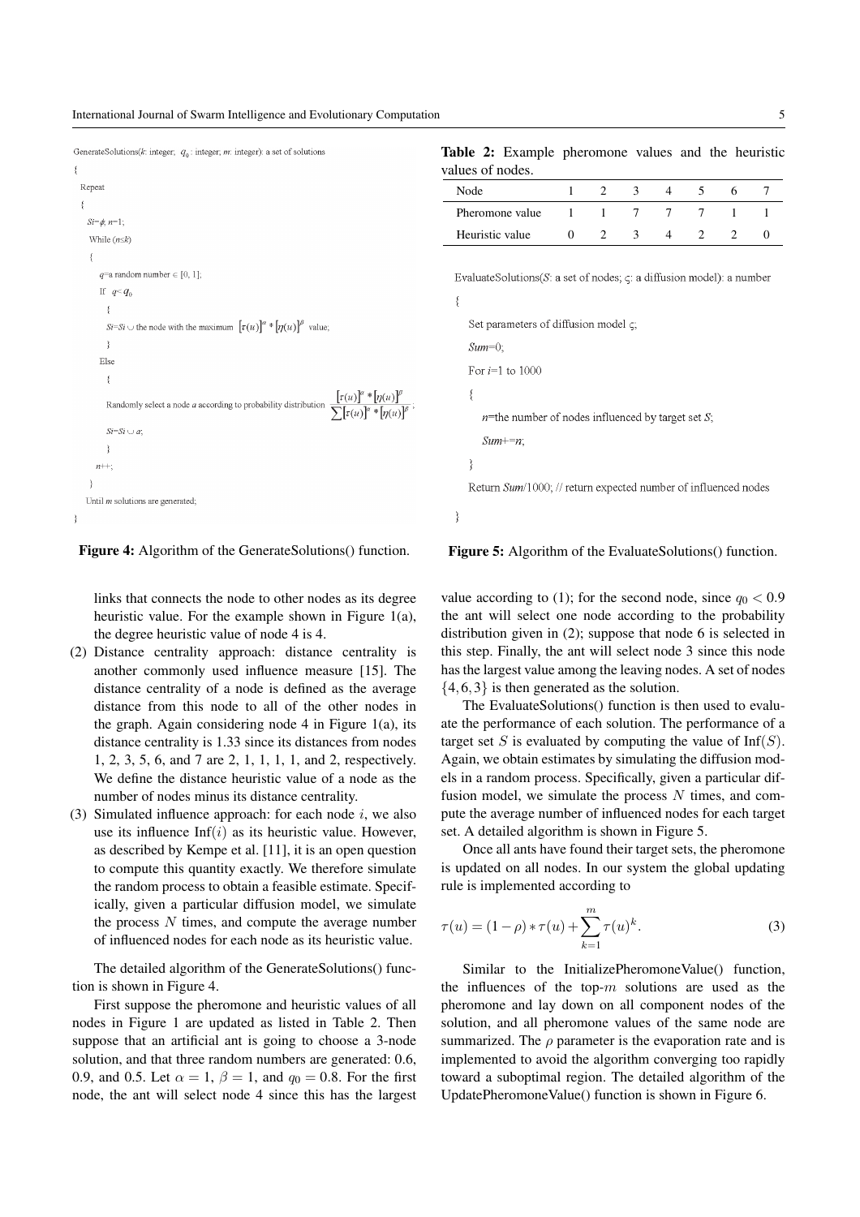```
GenerateSolutions(k: integer; q0: integer; m: integer): a set of solutions
{
  Repeat
  {
    Si=ϕ; n=1;
    While (n≤k)
    {
      q=a random number ∈ [0, 1];
      If  q< q0
      {
        Si=Si ∪ the node with the maximum [τ(u)]^α * [η(u)]^β value;
      }
      Else
      {
        Randomly select a node a according to probability distribution [τ(u)]^α * [η(u)]^β / ∑[τ(u)]^α * [η(u)]^β ;
        Si=Si ∪ a;
      }
      n++;
    }
  Until m solutions are generated;
}
```

**Figure 4:** Algorithm of the GenerateSolutions() function.

links that connects the node to other nodes as its degree heuristic value. For the example shown in Figure 1(a), the degree heuristic value of node 4 is 4.

(2) Distance centrality approach: distance centrality is another commonly used influence measure [15]. The distance centrality of a node is defined as the average distance from this node to all of the other nodes in the graph. Again considering node 4 in Figure 1(a), its distance centrality is 1.33 since its distances from nodes 1, 2, 3, 5, 6, and 7 are 2, 1, 1, 1, 1, and 2, respectively. We define the distance heuristic value of a node as the number of nodes minus its distance centrality.

(3) Simulated influence approach: for each node $i$, we also use its influence $\text{Inf}(i)$ as its heuristic value. However, as described by Kempe et al. [11], it is an open question to compute this quantity exactly. We therefore simulate the random process to obtain a feasible estimate. Specifically, given a particular diffusion model, we simulate the process $N$ times, and compute the average number of influenced nodes for each node as its heuristic value.

The detailed algorithm of the GenerateSolutions() function is shown in Figure 4.

First suppose the pheromone and heuristic values of all nodes in Figure 1 are updated as listed in Table 2. Then suppose that an artificial ant is going to choose a 3-node solution, and that three random numbers are generated: 0.6, 0.9, and 0.5. Let $\alpha = 1$, $\beta = 1$, and $q_0 = 0.8$. For the first node, the ant will select node 4 since this has the largest value according to (1); for the second node, since $q_0 < 0.9$ the ant will select one node according to the probability distribution given in (2); suppose that node 6 is selected in this step. Finally, the ant will select node 3 since this node has the largest value among the leaving nodes. A set of nodes $\{4, 6, 3\}$ is then generated as the solution.

**Table 2:** Example pheromone values and the heuristic values of nodes.

| Node | 1 | 2 | 3 | 4 | 5 | 6 | 7 |
|---|---|---|---|---|---|---|---|
| Pheromone value | 1 | 1 | 7 | 7 | 7 | 1 | 1 |
| Heuristic value | 0 | 2 | 3 | 4 | 2 | 2 | 0 |

```
EvaluateSolutions(S: a set of nodes; ς: a diffusion model): a number
{
  Set parameters of diffusion model ς;
  Sum=0;
  For i=1 to 1000
  {
    n=the number of nodes influenced by target set S;
    Sum+=n;
  }
  Return Sum/1000; // return expected number of influenced nodes
}
```

**Figure 5:** Algorithm of the EvaluateSolutions() function.

The EvaluateSolutions() function is then used to evaluate the performance of each solution. The performance of a target set $S$ is evaluated by computing the value of $\text{Inf}(S)$. Again, we obtain estimates by simulating the diffusion models in a random process. Specifically, given a particular diffusion model, we simulate the process $N$ times, and compute the average number of influenced nodes for each target set. A detailed algorithm is shown in Figure 5.

Once all ants have found their target sets, the pheromone is updated on all nodes. In our system the global updating rule is implemented according to

$$\tau(u) = (1 - \rho) * \tau(u) + \sum_{k=1}^{m} \tau(u)^k. \tag{3}$$

Similar to the InitializePheromoneValue() function, the influences of the top-$m$ solutions are used as the pheromone and lay down on all component nodes of the solution, and all pheromone values of the same node are summarized. The $\rho$ parameter is the evaporation rate and is implemented to avoid the algorithm converging too rapidly toward a suboptimal region. The detailed algorithm of the UpdatePheromoneValue() function is shown in Figure 6.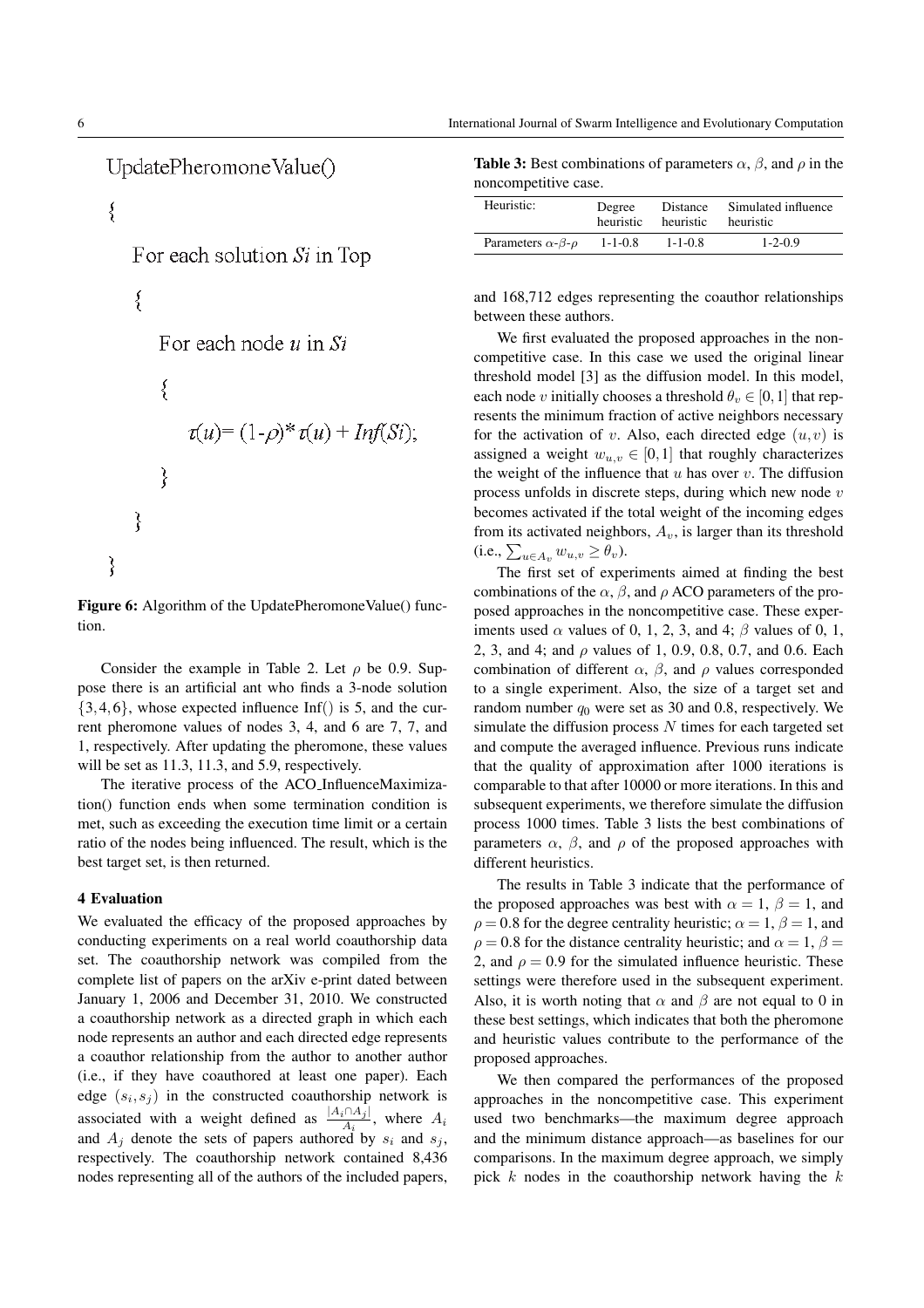```
UpdatePheromoneValue()
{
    For each solution Si in Top
    {
        For each node u in Si
        {
            τ(u)= (1-ρ)* τ(u) + Inf(Si);
        }
    }
}
```

**Figure 6:** Algorithm of the UpdatePheromoneValue() function.

Consider the example in Table 2. Let $\rho$ be 0.9. Suppose there is an artificial ant who finds a 3-node solution $\{3,4,6\}$, whose expected influence Inf() is 5, and the current pheromone values of nodes 3, 4, and 6 are 7, 7, and 1, respectively. After updating the pheromone, these values will be set as 11.3, 11.3, and 5.9, respectively.

The iterative process of the ACO_InfluenceMaximization() function ends when some termination condition is met, such as exceeding the execution time limit or a certain ratio of the nodes being influenced. The result, which is the best target set, is then returned.

## 4 Evaluation

We evaluated the efficacy of the proposed approaches by conducting experiments on a real world coauthorship data set. The coauthorship network was compiled from the complete list of papers on the arXiv e-print dated between January 1, 2006 and December 31, 2010. We constructed a coauthorship network as a directed graph in which each node represents an author and each directed edge represents a coauthor relationship from the author to another author (i.e., if they have coauthored at least one paper). Each edge $(s_i, s_j)$ in the constructed coauthorship network is associated with a weight defined as $\frac{|A_i \cap A_j|}{A_i}$, where $A_i$ and $A_j$ denote the sets of papers authored by $s_i$ and $s_j$, respectively. The coauthorship network contained 8,436 nodes representing all of the authors of the included papers, and 168,712 edges representing the coauthor relationships between these authors.

**Table 3:** Best combinations of parameters $\alpha$, $\beta$, and $\rho$ in the noncompetitive case.

| Heuristic: | Degree heuristic | Distance heuristic | Simulated influence heuristic |
|---|---|---|---|
| Parameters $\alpha$-$\beta$-$\rho$ | 1-1-0.8 | 1-1-0.8 | 1-2-0.9 |

We first evaluated the proposed approaches in the noncompetitive case. In this case we used the original linear threshold model [3] as the diffusion model. In this model, each node $v$ initially chooses a threshold $\theta_v \in [0,1]$ that represents the minimum fraction of active neighbors necessary for the activation of $v$. Also, each directed edge $(u,v)$ is assigned a weight $w_{u,v} \in [0,1]$ that roughly characterizes the weight of the influence that $u$ has over $v$. The diffusion process unfolds in discrete steps, during which new node $v$ becomes activated if the total weight of the incoming edges from its activated neighbors, $A_v$, is larger than its threshold (i.e., $\sum_{u \in A_v} w_{u,v} \geq \theta_v$).

The first set of experiments aimed at finding the best combinations of the $\alpha$, $\beta$, and $\rho$ ACO parameters of the proposed approaches in the noncompetitive case. These experiments used $\alpha$ values of 0, 1, 2, 3, and 4; $\beta$ values of 0, 1, 2, 3, and 4; and $\rho$ values of 1, 0.9, 0.8, 0.7, and 0.6. Each combination of different $\alpha$, $\beta$, and $\rho$ values corresponded to a single experiment. Also, the size of a target set and random number $q_0$ were set as 30 and 0.8, respectively. We simulate the diffusion process $N$ times for each targeted set and compute the averaged influence. Previous runs indicate that the quality of approximation after 1000 iterations is comparable to that after 10000 or more iterations. In this and subsequent experiments, we therefore simulate the diffusion process 1000 times. Table 3 lists the best combinations of parameters $\alpha$, $\beta$, and $\rho$ of the proposed approaches with different heuristics.

The results in Table 3 indicate that the performance of the proposed approaches was best with $\alpha = 1$, $\beta = 1$, and $\rho = 0.8$ for the degree centrality heuristic; $\alpha = 1$, $\beta = 1$, and $\rho = 0.8$ for the distance centrality heuristic; and $\alpha = 1$, $\beta = 2$, and $\rho = 0.9$ for the simulated influence heuristic. These settings were therefore used in the subsequent experiment. Also, it is worth noting that $\alpha$ and $\beta$ are not equal to 0 in these best settings, which indicates that both the pheromone and heuristic values contribute to the performance of the proposed approaches.

We then compared the performances of the proposed approaches in the noncompetitive case. This experiment used two benchmarks—the maximum degree approach and the minimum distance approach—as baselines for our comparisons. In the maximum degree approach, we simply pick $k$ nodes in the coauthorship network having the $k$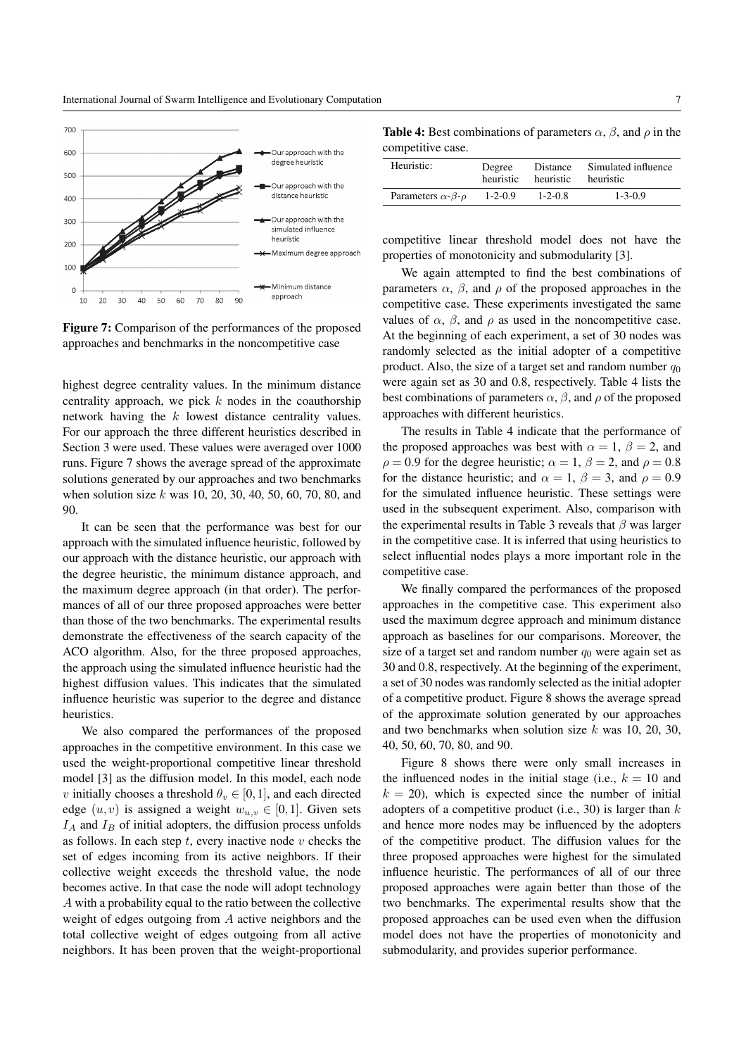**Figure 7:** Comparison of the performances of the proposed approaches and benchmarks in the noncompetitive case

highest degree centrality values. In the minimum distance centrality approach, we pick $k$ nodes in the coauthorship network having the $k$ lowest distance centrality values. For our approach the three different heuristics described in Section 3 were used. These values were averaged over 1000 runs. Figure 7 shows the average spread of the approximate solutions generated by our approaches and two benchmarks when solution size $k$ was 10, 20, 30, 40, 50, 60, 70, 80, and 90.

It can be seen that the performance was best for our approach with the simulated influence heuristic, followed by our approach with the distance heuristic, our approach with the degree heuristic, the minimum distance approach, and the maximum degree approach (in that order). The performances of all of our three proposed approaches were better than those of the two benchmarks. The experimental results demonstrate the effectiveness of the search capacity of the ACO algorithm. Also, for the three proposed approaches, the approach using the simulated influence heuristic had the highest diffusion values. This indicates that the simulated influence heuristic was superior to the degree and distance heuristics.

We also compared the performances of the proposed approaches in the competitive environment. In this case we used the weight-proportional competitive linear threshold model [3] as the diffusion model. In this model, each node $v$ initially chooses a threshold $\theta_v \in [0,1]$, and each directed edge $(u,v)$ is assigned a weight $w_{u,v} \in [0,1]$. Given sets $I_A$ and $I_B$ of initial adopters, the diffusion process unfolds as follows. In each step $t$, every inactive node $v$ checks the set of edges incoming from its active neighbors. If their collective weight exceeds the threshold value, the node becomes active. In that case the node will adopt technology $A$ with a probability equal to the ratio between the collective weight of edges outgoing from $A$ active neighbors and the total collective weight of edges outgoing from all active neighbors. It has been proven that the weight-proportional competitive linear threshold model does not have the properties of monotonicity and submodularity [3].

**Table 4:** Best combinations of parameters $\alpha$, $\beta$, and $\rho$ in the competitive case.

| Heuristic: | Degree heuristic | Distance heuristic | Simulated influence heuristic |
|---|---|---|---|
| Parameters $\alpha$-$\beta$-$\rho$ | 1-2-0.9 | 1-2-0.8 | 1-3-0.9 |

We again attempted to find the best combinations of parameters $\alpha$, $\beta$, and $\rho$ of the proposed approaches in the competitive case. These experiments investigated the same values of $\alpha$, $\beta$, and $\rho$ as used in the noncompetitive case. At the beginning of each experiment, a set of 30 nodes was randomly selected as the initial adopter of a competitive product. Also, the size of a target set and random number $q_0$ were again set as 30 and 0.8, respectively. Table 4 lists the best combinations of parameters $\alpha$, $\beta$, and $\rho$ of the proposed approaches with different heuristics.

The results in Table 4 indicate that the performance of the proposed approaches was best with $\alpha = 1$, $\beta = 2$, and $\rho = 0.9$ for the degree heuristic; $\alpha = 1$, $\beta = 2$, and $\rho = 0.8$ for the distance heuristic; and $\alpha = 1$, $\beta = 3$, and $\rho = 0.9$ for the simulated influence heuristic. These settings were used in the subsequent experiment. Also, comparison with the experimental results in Table 3 reveals that $\beta$ was larger in the competitive case. It is inferred that using heuristics to select influential nodes plays a more important role in the competitive case.

We finally compared the performances of the proposed approaches in the competitive case. This experiment also used the maximum degree approach and minimum distance approach as baselines for our comparisons. Moreover, the size of a target set and random number $q_0$ were again set as 30 and 0.8, respectively. At the beginning of the experiment, a set of 30 nodes was randomly selected as the initial adopter of a competitive product. Figure 8 shows the average spread of the approximate solution generated by our approaches and two benchmarks when solution size $k$ was 10, 20, 30, 40, 50, 60, 70, 80, and 90.

Figure 8 shows there were only small increases in the influenced nodes in the initial stage (i.e., $k = 10$ and $k = 20$), which is expected since the number of initial adopters of a competitive product (i.e., 30) is larger than $k$ and hence more nodes may be influenced by the adopters of the competitive product. The diffusion values for the three proposed approaches were highest for the simulated influence heuristic. The performances of all of our three proposed approaches were again better than those of the two benchmarks. The experimental results show that the proposed approaches can be used even when the diffusion model does not have the properties of monotonicity and submodularity, and provides superior performance.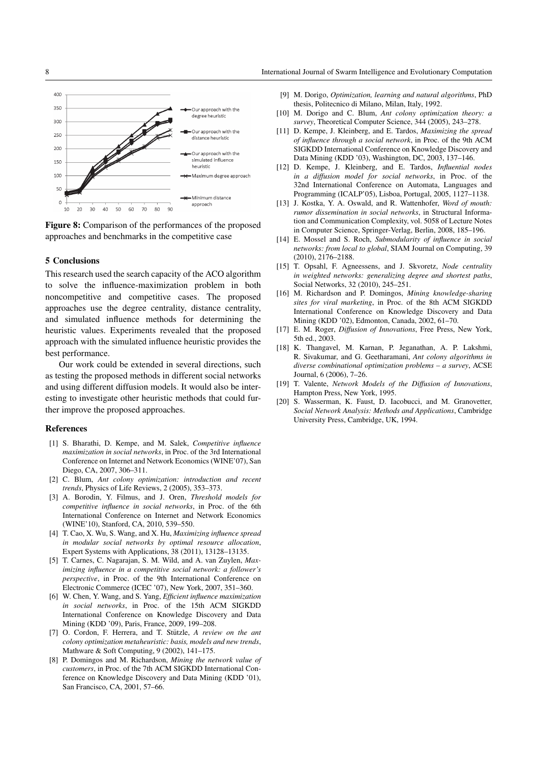400
350
300
250
200
150
100
50
0
10 20 30 40 50 60 70 80 90

Our approach with the degree heuristic
Our approach with the distance heuristic
Our approach with the simulated influence heuristic
Maximum degree approach
Minimum distance approach

**Figure 8:** Comparison of the performances of the proposed approaches and benchmarks in the competitive case

## 5 Conclusions

This research used the search capacity of the ACO algorithm to solve the influence-maximization problem in both noncompetitive and competitive cases. The proposed approaches use the degree centrality, distance centrality, and simulated influence methods for determining the heuristic values. Experiments revealed that the proposed approach with the simulated influence heuristic provides the best performance.

Our work could be extended in several directions, such as testing the proposed methods in different social networks and using different diffusion models. It would also be interesting to investigate other heuristic methods that could further improve the proposed approaches.

## References

- [1] S. Bharathi, D. Kempe, and M. Salek, *Competitive influence maximization in social networks*, in Proc. of the 3rd International Conference on Internet and Network Economics (WINE'07), San Diego, CA, 2007, 306–311.
- [2] C. Blum, *Ant colony optimization: introduction and recent trends*, Physics of Life Reviews, 2 (2005), 353–373.
- [3] A. Borodin, Y. Filmus, and J. Oren, *Threshold models for competitive influence in social networks*, in Proc. of the 6th International Conference on Internet and Network Economics (WINE'10), Stanford, CA, 2010, 539–550.
- [4] T. Cao, X. Wu, S. Wang, and X. Hu, *Maximizing influence spread in modular social networks by optimal resource allocation*, Expert Systems with Applications, 38 (2011), 13128–13135.
- [5] T. Carnes, C. Nagarajan, S. M. Wild, and A. van Zuylen, *Maximizing influence in a competitive social network: a follower's perspective*, in Proc. of the 9th International Conference on Electronic Commerce (ICEC '07), New York, 2007, 351–360.
- [6] W. Chen, Y. Wang, and S. Yang, *Efficient influence maximization in social networks*, in Proc. of the 15th ACM SIGKDD International Conference on Knowledge Discovery and Data Mining (KDD '09), Paris, France, 2009, 199–208.
- [7] O. Cordon, F. Herrera, and T. Stützle, *A review on the ant colony optimization metaheuristic: basis, models and new trends*, Mathware & Soft Computing, 9 (2002), 141–175.
- [8] P. Domingos and M. Richardson, *Mining the network value of customers*, in Proc. of the 7th ACM SIGKDD International Conference on Knowledge Discovery and Data Mining (KDD '01), San Francisco, CA, 2001, 57–66.
- [9] M. Dorigo, *Optimization, learning and natural algorithms*, PhD thesis, Politecnico di Milano, Milan, Italy, 1992.
- [10] M. Dorigo and C. Blum, *Ant colony optimization theory: a survey*, Theoretical Computer Science, 344 (2005), 243–278.
- [11] D. Kempe, J. Kleinberg, and E. Tardos, *Maximizing the spread of influence through a social network*, in Proc. of the 9th ACM SIGKDD International Conference on Knowledge Discovery and Data Mining (KDD '03), Washington, DC, 2003, 137–146.
- [12] D. Kempe, J. Kleinberg, and E. Tardos, *Influential nodes in a diffusion model for social networks*, in Proc. of the 32nd International Conference on Automata, Languages and Programming (ICALP'05), Lisboa, Portugal, 2005, 1127–1138.
- [13] J. Kostka, Y. A. Oswald, and R. Wattenhofer, *Word of mouth: rumor dissemination in social networks*, in Structural Information and Communication Complexity, vol. 5058 of Lecture Notes in Computer Science, Springer-Verlag, Berlin, 2008, 185–196.
- [14] E. Mossel and S. Roch, *Submodularity of influence in social networks: from local to global*, SIAM Journal on Computing, 39 (2010), 2176–2188.
- [15] T. Opsahl, F. Agneessens, and J. Skvoretz, *Node centrality in weighted networks: generalizing degree and shortest paths*, Social Networks, 32 (2010), 245–251.
- [16] M. Richardson and P. Domingos, *Mining knowledge-sharing sites for viral marketing*, in Proc. of the 8th ACM SIGKDD International Conference on Knowledge Discovery and Data Mining (KDD '02), Edmonton, Canada, 2002, 61–70.
- [17] E. M. Roger, *Diffusion of Innovations*, Free Press, New York, 5th ed., 2003.
- [18] K. Thangavel, M. Karnan, P. Jeganathan, A. P. Lakshmi, R. Sivakumar, and G. Geetharamani, *Ant colony algorithms in diverse combinational optimization problems – a survey*, ACSE Journal, 6 (2006), 7–26.
- [19] T. Valente, *Network Models of the Diffusion of Innovations*, Hampton Press, New York, 1995.
- [20] S. Wasserman, K. Faust, D. Iacobucci, and M. Granovetter, *Social Network Analysis: Methods and Applications*, Cambridge University Press, Cambridge, UK, 1994.